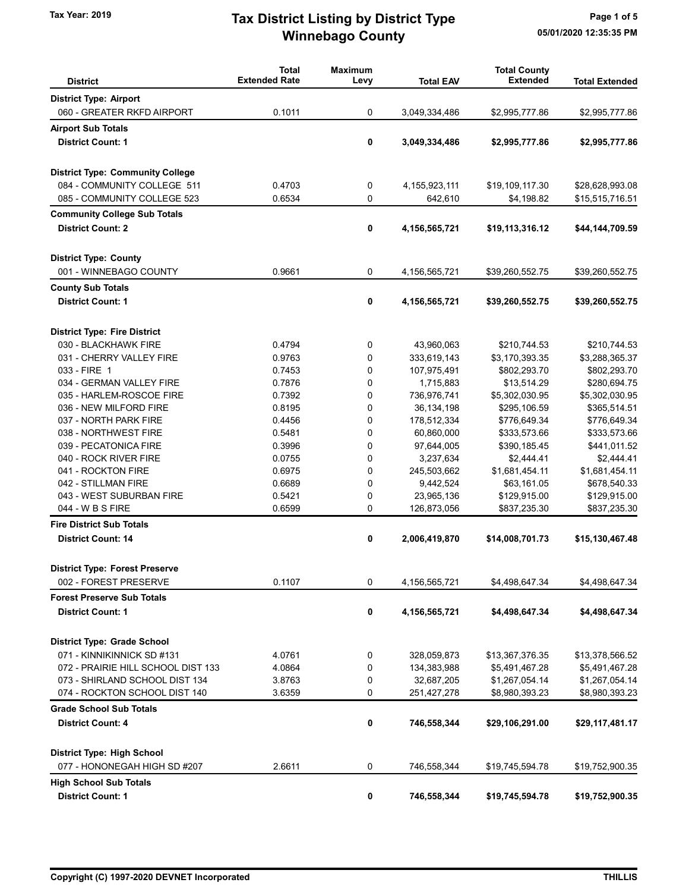Tax Year: 2019

# Tax District Listing by District Type
## Winnebago County

05/01/2020 12:35:35 PM

| District | Total Extended Rate | Maximum Levy | Total EAV | Total County Extended | Total Extended |
|---|---|---|---|---|---|
| **District Type: Airport** | | | | | |
| 060 - GREATER RKFD AIRPORT | 0.1011 | 0 | 3,049,334,486 | $2,995,777.86 | $2,995,777.86 |
| **Airport Sub Totals** | | | | | |
| **District Count: 1** | | **0** | **3,049,334,486** | **$2,995,777.86** | **$2,995,777.86** |
| **District Type: Community College** | | | | | |
| 084 - COMMUNITY COLLEGE 511 | 0.4703 | 0 | 4,155,923,111 | $19,109,117.30 | $28,628,993.08 |
| 085 - COMMUNITY COLLEGE 523 | 0.6534 | 0 | 642,610 | $4,198.82 | $15,515,716.51 |
| **Community College Sub Totals** | | | | | |
| **District Count: 2** | | **0** | **4,156,565,721** | **$19,113,316.12** | **$44,144,709.59** |
| **District Type: County** | | | | | |
| 001 - WINNEBAGO COUNTY | 0.9661 | 0 | 4,156,565,721 | $39,260,552.75 | $39,260,552.75 |
| **County Sub Totals** | | | | | |
| **District Count: 1** | | **0** | **4,156,565,721** | **$39,260,552.75** | **$39,260,552.75** |
| **District Type: Fire District** | | | | | |
| 030 - BLACKHAWK FIRE | 0.4794 | 0 | 43,960,063 | $210,744.53 | $210,744.53 |
| 031 - CHERRY VALLEY FIRE | 0.9763 | 0 | 333,619,143 | $3,170,393.35 | $3,288,365.37 |
| 033 - FIRE 1 | 0.7453 | 0 | 107,975,491 | $802,293.70 | $802,293.70 |
| 034 - GERMAN VALLEY FIRE | 0.7876 | 0 | 1,715,883 | $13,514.29 | $280,694.75 |
| 035 - HARLEM-ROSCOE FIRE | 0.7392 | 0 | 736,976,741 | $5,302,030.95 | $5,302,030.95 |
| 036 - NEW MILFORD FIRE | 0.8195 | 0 | 36,134,198 | $295,106.59 | $365,514.51 |
| 037 - NORTH PARK FIRE | 0.4456 | 0 | 178,512,334 | $776,649.34 | $776,649.34 |
| 038 - NORTHWEST FIRE | 0.5481 | 0 | 60,860,000 | $333,573.66 | $333,573.66 |
| 039 - PECATONICA FIRE | 0.3996 | 0 | 97,644,005 | $390,185.45 | $441,011.52 |
| 040 - ROCK RIVER FIRE | 0.0755 | 0 | 3,237,634 | $2,444.41 | $2,444.41 |
| 041 - ROCKTON FIRE | 0.6975 | 0 | 245,503,662 | $1,681,454.11 | $1,681,454.11 |
| 042 - STILLMAN FIRE | 0.6689 | 0 | 9,442,524 | $63,161.05 | $678,540.33 |
| 043 - WEST SUBURBAN FIRE | 0.5421 | 0 | 23,965,136 | $129,915.00 | $129,915.00 |
| 044 - W B S FIRE | 0.6599 | 0 | 126,873,056 | $837,235.30 | $837,235.30 |
| **Fire District Sub Totals** | | | | | |
| **District Count: 14** | | **0** | **2,006,419,870** | **$14,008,701.73** | **$15,130,467.48** |
| **District Type: Forest Preserve** | | | | | |
| 002 - FOREST PRESERVE | 0.1107 | 0 | 4,156,565,721 | $4,498,647.34 | $4,498,647.34 |
| **Forest Preserve Sub Totals** | | | | | |
| **District Count: 1** | | **0** | **4,156,565,721** | **$4,498,647.34** | **$4,498,647.34** |
| **District Type: Grade School** | | | | | |
| 071 - KINNIKINNICK SD #131 | 4.0761 | 0 | 328,059,873 | $13,367,376.35 | $13,378,566.52 |
| 072 - PRAIRIE HILL SCHOOL DIST 133 | 4.0864 | 0 | 134,383,988 | $5,491,467.28 | $5,491,467.28 |
| 073 - SHIRLAND SCHOOL DIST 134 | 3.8763 | 0 | 32,687,205 | $1,267,054.14 | $1,267,054.14 |
| 074 - ROCKTON SCHOOL DIST 140 | 3.6359 | 0 | 251,427,278 | $8,980,393.23 | $8,980,393.23 |
| **Grade School Sub Totals** | | | | | |
| **District Count: 4** | | **0** | **746,558,344** | **$29,106,291.00** | **$29,117,481.17** |
| **District Type: High School** | | | | | |
| 077 - HONONEGAH HIGH SD #207 | 2.6611 | 0 | 746,558,344 | $19,745,594.78 | $19,752,900.35 |
| **High School Sub Totals** | | | | | |
| **District Count: 1** | | **0** | **746,558,344** | **$19,745,594.78** | **$19,752,900.35** |

Copyright (C) 1997-2020 DEVNET Incorporated

THILLIS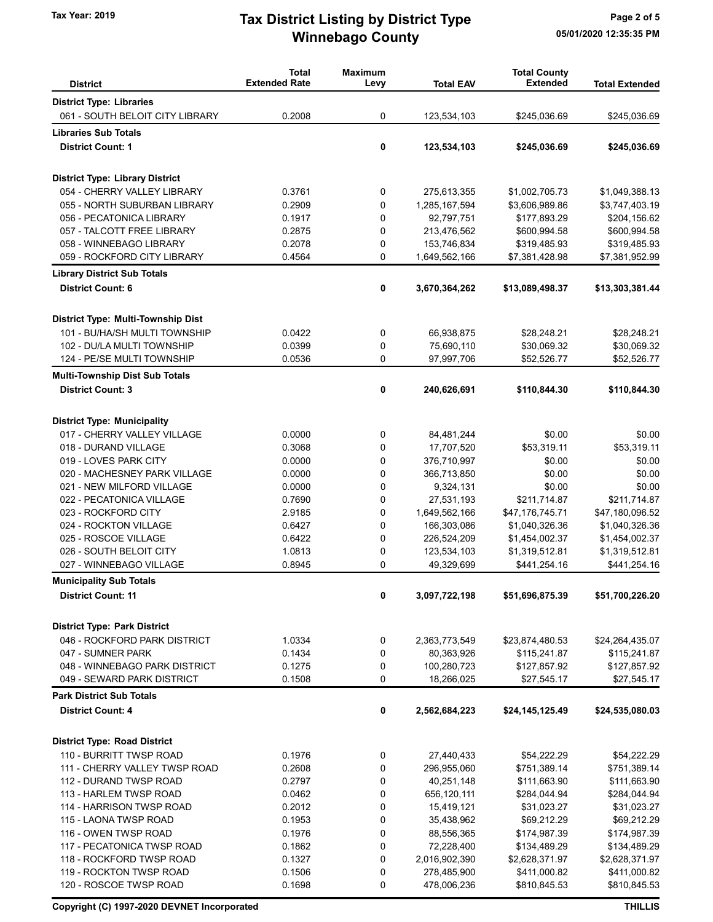# Tax District Listing by District Type
## Winnebago County

Tax Year: 2019

05/01/2020 12:35:35 PM

| District | Total Extended Rate | Maximum Levy | Total EAV | Total County Extended | Total Extended |
|---|---|---|---|---|---|
| **District Type: Libraries** | | | | | |
| 061 - SOUTH BELOIT CITY LIBRARY | 0.2008 | 0 | 123,534,103 | $245,036.69 | $245,036.69 |
| **Libraries Sub Totals** | | | | | |
| **District Count: 1** | | **0** | **123,534,103** | **$245,036.69** | **$245,036.69** |
| **District Type: Library District** | | | | | |
| 054 - CHERRY VALLEY LIBRARY | 0.3761 | 0 | 275,613,355 | $1,002,705.73 | $1,049,388.13 |
| 055 - NORTH SUBURBAN LIBRARY | 0.2909 | 0 | 1,285,167,594 | $3,606,989.86 | $3,747,403.19 |
| 056 - PECATONICA LIBRARY | 0.1917 | 0 | 92,797,751 | $177,893.29 | $204,156.62 |
| 057 - TALCOTT FREE LIBRARY | 0.2875 | 0 | 213,476,562 | $600,994.58 | $600,994.58 |
| 058 - WINNEBAGO LIBRARY | 0.2078 | 0 | 153,746,834 | $319,485.93 | $319,485.93 |
| 059 - ROCKFORD CITY LIBRARY | 0.4564 | 0 | 1,649,562,166 | $7,381,428.98 | $7,381,952.99 |
| **Library District Sub Totals** | | | | | |
| **District Count: 6** | | **0** | **3,670,364,262** | **$13,089,498.37** | **$13,303,381.44** |
| **District Type: Multi-Township Dist** | | | | | |
| 101 - BU/HA/SH MULTI TOWNSHIP | 0.0422 | 0 | 66,938,875 | $28,248.21 | $28,248.21 |
| 102 - DU/LA MULTI TOWNSHIP | 0.0399 | 0 | 75,690,110 | $30,069.32 | $30,069.32 |
| 124 - PE/SE MULTI TOWNSHIP | 0.0536 | 0 | 97,997,706 | $52,526.77 | $52,526.77 |
| **Multi-Township Dist Sub Totals** | | | | | |
| **District Count: 3** | | **0** | **240,626,691** | **$110,844.30** | **$110,844.30** |
| **District Type: Municipality** | | | | | |
| 017 - CHERRY VALLEY VILLAGE | 0.0000 | 0 | 84,481,244 | $0.00 | $0.00 |
| 018 - DURAND VILLAGE | 0.3068 | 0 | 17,707,520 | $53,319.11 | $53,319.11 |
| 019 - LOVES PARK CITY | 0.0000 | 0 | 376,710,997 | $0.00 | $0.00 |
| 020 - MACHESNEY PARK VILLAGE | 0.0000 | 0 | 366,713,850 | $0.00 | $0.00 |
| 021 - NEW MILFORD VILLAGE | 0.0000 | 0 | 9,324,131 | $0.00 | $0.00 |
| 022 - PECATONICA VILLAGE | 0.7690 | 0 | 27,531,193 | $211,714.87 | $211,714.87 |
| 023 - ROCKFORD CITY | 2.9185 | 0 | 1,649,562,166 | $47,176,745.71 | $47,180,096.52 |
| 024 - ROCKTON VILLAGE | 0.6427 | 0 | 166,303,086 | $1,040,326.36 | $1,040,326.36 |
| 025 - ROSCOE VILLAGE | 0.6422 | 0 | 226,524,209 | $1,454,002.37 | $1,454,002.37 |
| 026 - SOUTH BELOIT CITY | 1.0813 | 0 | 123,534,103 | $1,319,512.81 | $1,319,512.81 |
| 027 - WINNEBAGO VILLAGE | 0.8945 | 0 | 49,329,699 | $441,254.16 | $441,254.16 |
| **Municipality Sub Totals** | | | | | |
| **District Count: 11** | | **0** | **3,097,722,198** | **$51,696,875.39** | **$51,700,226.20** |
| **District Type: Park District** | | | | | |
| 046 - ROCKFORD PARK DISTRICT | 1.0334 | 0 | 2,363,773,549 | $23,874,480.53 | $24,264,435.07 |
| 047 - SUMNER PARK | 0.1434 | 0 | 80,363,926 | $115,241.87 | $115,241.87 |
| 048 - WINNEBAGO PARK DISTRICT | 0.1275 | 0 | 100,280,723 | $127,857.92 | $127,857.92 |
| 049 - SEWARD PARK DISTRICT | 0.1508 | 0 | 18,266,025 | $27,545.17 | $27,545.17 |
| **Park District Sub Totals** | | | | | |
| **District Count: 4** | | **0** | **2,562,684,223** | **$24,145,125.49** | **$24,535,080.03** |
| **District Type: Road District** | | | | | |
| 110 - BURRITT TWSP ROAD | 0.1976 | 0 | 27,440,433 | $54,222.29 | $54,222.29 |
| 111 - CHERRY VALLEY TWSP ROAD | 0.2608 | 0 | 296,955,060 | $751,389.14 | $751,389.14 |
| 112 - DURAND TWSP ROAD | 0.2797 | 0 | 40,251,148 | $111,663.90 | $111,663.90 |
| 113 - HARLEM TWSP ROAD | 0.0462 | 0 | 656,120,111 | $284,044.94 | $284,044.94 |
| 114 - HARRISON TWSP ROAD | 0.2012 | 0 | 15,419,121 | $31,023.27 | $31,023.27 |
| 115 - LAONA TWSP ROAD | 0.1953 | 0 | 35,438,962 | $69,212.29 | $69,212.29 |
| 116 - OWEN TWSP ROAD | 0.1976 | 0 | 88,556,365 | $174,987.39 | $174,987.39 |
| 117 - PECATONICA TWSP ROAD | 0.1862 | 0 | 72,228,400 | $134,489.29 | $134,489.29 |
| 118 - ROCKFORD TWSP ROAD | 0.1327 | 0 | 2,016,902,390 | $2,628,371.97 | $2,628,371.97 |
| 119 - ROCKTON TWSP ROAD | 0.1506 | 0 | 278,485,900 | $411,000.82 | $411,000.82 |
| 120 - ROSCOE TWSP ROAD | 0.1698 | 0 | 478,006,236 | $810,845.53 | $810,845.53 |

Copyright (C) 1997-2020 DEVNET Incorporated

THILLIS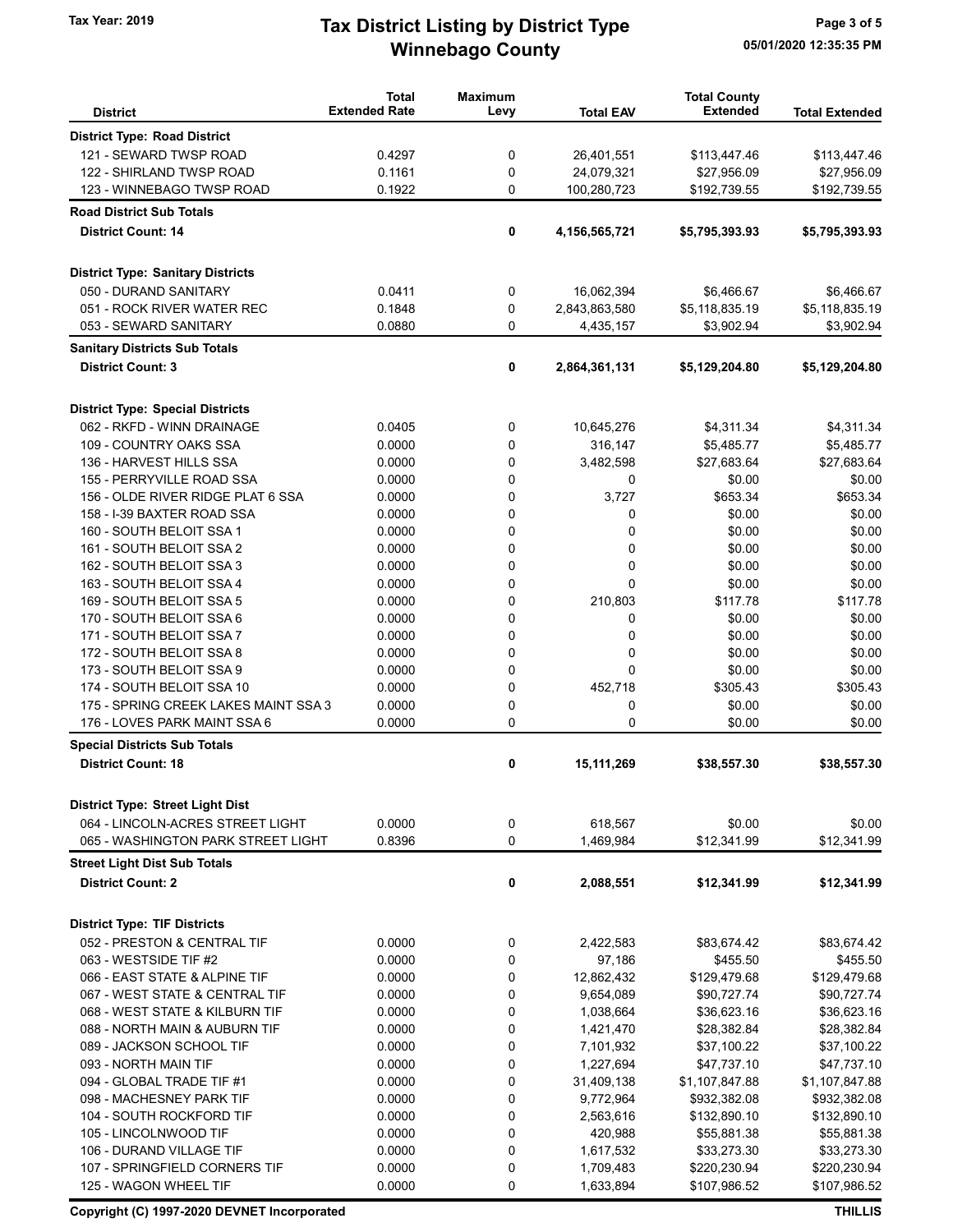# Tax District Listing by District Type

## Winnebago County

Tax Year: 2019

| District | Total Extended Rate | Maximum Levy | Total EAV | Total County Extended | Total Extended |
|---|---|---|---|---|---|
| **District Type: Road District** | | | | | |
| 121 - SEWARD TWSP ROAD | 0.4297 | 0 | 26,401,551 | $113,447.46 | $113,447.46 |
| 122 - SHIRLAND TWSP ROAD | 0.1161 | 0 | 24,079,321 | $27,956.09 | $27,956.09 |
| 123 - WINNEBAGO TWSP ROAD | 0.1922 | 0 | 100,280,723 | $192,739.55 | $192,739.55 |
| **Road District Sub Totals** | | | | | |
| **District Count: 14** | | **0** | **4,156,565,721** | **$5,795,393.93** | **$5,795,393.93** |
| **District Type: Sanitary Districts** | | | | | |
| 050 - DURAND SANITARY | 0.0411 | 0 | 16,062,394 | $6,466.67 | $6,466.67 |
| 051 - ROCK RIVER WATER REC | 0.1848 | 0 | 2,843,863,580 | $5,118,835.19 | $5,118,835.19 |
| 053 - SEWARD SANITARY | 0.0880 | 0 | 4,435,157 | $3,902.94 | $3,902.94 |
| **Sanitary Districts Sub Totals** | | | | | |
| **District Count: 3** | | **0** | **2,864,361,131** | **$5,129,204.80** | **$5,129,204.80** |
| **District Type: Special Districts** | | | | | |
| 062 - RKFD - WINN DRAINAGE | 0.0405 | 0 | 10,645,276 | $4,311.34 | $4,311.34 |
| 109 - COUNTRY OAKS SSA | 0.0000 | 0 | 316,147 | $5,485.77 | $5,485.77 |
| 136 - HARVEST HILLS SSA | 0.0000 | 0 | 3,482,598 | $27,683.64 | $27,683.64 |
| 155 - PERRYVILLE ROAD SSA | 0.0000 | 0 | 0 | $0.00 | $0.00 |
| 156 - OLDE RIVER RIDGE PLAT 6 SSA | 0.0000 | 0 | 3,727 | $653.34 | $653.34 |
| 158 - I-39 BAXTER ROAD SSA | 0.0000 | 0 | 0 | $0.00 | $0.00 |
| 160 - SOUTH BELOIT SSA 1 | 0.0000 | 0 | 0 | $0.00 | $0.00 |
| 161 - SOUTH BELOIT SSA 2 | 0.0000 | 0 | 0 | $0.00 | $0.00 |
| 162 - SOUTH BELOIT SSA 3 | 0.0000 | 0 | 0 | $0.00 | $0.00 |
| 163 - SOUTH BELOIT SSA 4 | 0.0000 | 0 | 0 | $0.00 | $0.00 |
| 169 - SOUTH BELOIT SSA 5 | 0.0000 | 0 | 210,803 | $117.78 | $117.78 |
| 170 - SOUTH BELOIT SSA 6 | 0.0000 | 0 | 0 | $0.00 | $0.00 |
| 171 - SOUTH BELOIT SSA 7 | 0.0000 | 0 | 0 | $0.00 | $0.00 |
| 172 - SOUTH BELOIT SSA 8 | 0.0000 | 0 | 0 | $0.00 | $0.00 |
| 173 - SOUTH BELOIT SSA 9 | 0.0000 | 0 | 0 | $0.00 | $0.00 |
| 174 - SOUTH BELOIT SSA 10 | 0.0000 | 0 | 452,718 | $305.43 | $305.43 |
| 175 - SPRING CREEK LAKES MAINT SSA 3 | 0.0000 | 0 | 0 | $0.00 | $0.00 |
| 176 - LOVES PARK MAINT SSA 6 | 0.0000 | 0 | 0 | $0.00 | $0.00 |
| **Special Districts Sub Totals** | | | | | |
| **District Count: 18** | | **0** | **15,111,269** | **$38,557.30** | **$38,557.30** |
| **District Type: Street Light Dist** | | | | | |
| 064 - LINCOLN-ACRES STREET LIGHT | 0.0000 | 0 | 618,567 | $0.00 | $0.00 |
| 065 - WASHINGTON PARK STREET LIGHT | 0.8396 | 0 | 1,469,984 | $12,341.99 | $12,341.99 |
| **Street Light Dist Sub Totals** | | | | | |
| **District Count: 2** | | **0** | **2,088,551** | **$12,341.99** | **$12,341.99** |
| **District Type: TIF Districts** | | | | | |
| 052 - PRESTON & CENTRAL TIF | 0.0000 | 0 | 2,422,583 | $83,674.42 | $83,674.42 |
| 063 - WESTSIDE TIF #2 | 0.0000 | 0 | 97,186 | $455.50 | $455.50 |
| 066 - EAST STATE & ALPINE TIF | 0.0000 | 0 | 12,862,432 | $129,479.68 | $129,479.68 |
| 067 - WEST STATE & CENTRAL TIF | 0.0000 | 0 | 9,654,089 | $90,727.74 | $90,727.74 |
| 068 - WEST STATE & KILBURN TIF | 0.0000 | 0 | 1,038,664 | $36,623.16 | $36,623.16 |
| 088 - NORTH MAIN & AUBURN TIF | 0.0000 | 0 | 1,421,470 | $28,382.84 | $28,382.84 |
| 089 - JACKSON SCHOOL TIF | 0.0000 | 0 | 7,101,932 | $37,100.22 | $37,100.22 |
| 093 - NORTH MAIN TIF | 0.0000 | 0 | 1,227,694 | $47,737.10 | $47,737.10 |
| 094 - GLOBAL TRADE TIF #1 | 0.0000 | 0 | 31,409,138 | $1,107,847.88 | $1,107,847.88 |
| 098 - MACHESNEY PARK TIF | 0.0000 | 0 | 9,772,964 | $932,382.08 | $932,382.08 |
| 104 - SOUTH ROCKFORD TIF | 0.0000 | 0 | 2,563,616 | $132,890.10 | $132,890.10 |
| 105 - LINCOLNWOOD TIF | 0.0000 | 0 | 420,988 | $55,881.38 | $55,881.38 |
| 106 - DURAND VILLAGE TIF | 0.0000 | 0 | 1,617,532 | $33,273.30 | $33,273.30 |
| 107 - SPRINGFIELD CORNERS TIF | 0.0000 | 0 | 1,709,483 | $220,230.94 | $220,230.94 |
| 125 - WAGON WHEEL TIF | 0.0000 | 0 | 1,633,894 | $107,986.52 | $107,986.52 |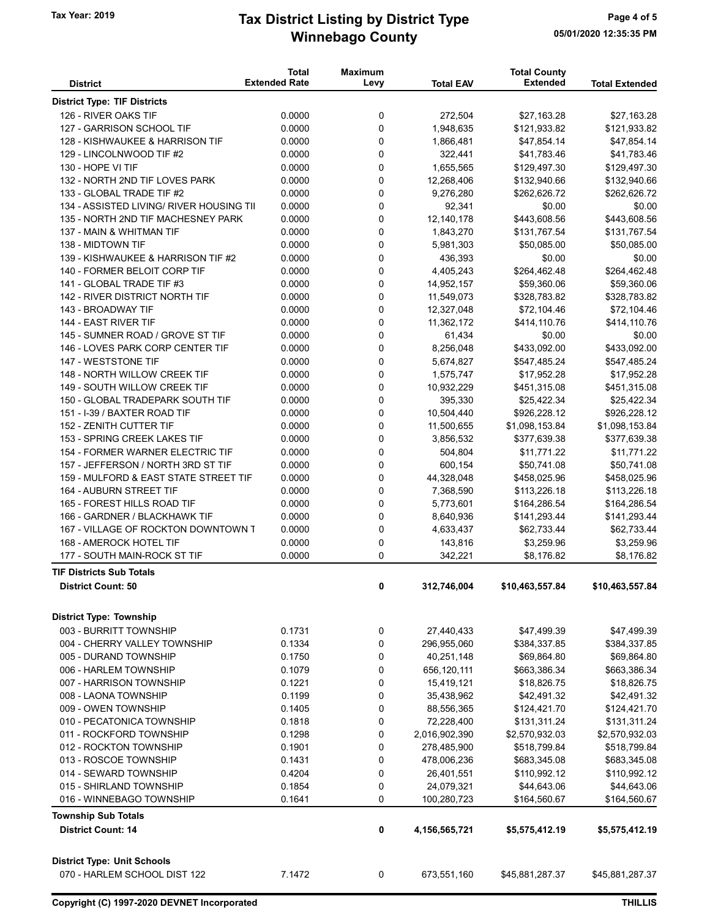# Tax District Listing by District Type
## Winnebago County

Tax Year: 2019

| District | Total Extended Rate | Maximum Levy | Total EAV | Total County Extended | Total Extended |
|---|---|---|---|---|---|
| **District Type: TIF Districts** | | | | | |
| 126 - RIVER OAKS TIF | 0.0000 | 0 | 272,504 | $27,163.28 | $27,163.28 |
| 127 - GARRISON SCHOOL TIF | 0.0000 | 0 | 1,948,635 | $121,933.82 | $121,933.82 |
| 128 - KISHWAUKEE & HARRISON TIF | 0.0000 | 0 | 1,866,481 | $47,854.14 | $47,854.14 |
| 129 - LINCOLNWOOD TIF #2 | 0.0000 | 0 | 322,441 | $41,783.46 | $41,783.46 |
| 130 - HOPE VI TIF | 0.0000 | 0 | 1,655,565 | $129,497.30 | $129,497.30 |
| 132 - NORTH 2ND TIF LOVES PARK | 0.0000 | 0 | 12,268,406 | $132,940.66 | $132,940.66 |
| 133 - GLOBAL TRADE TIF #2 | 0.0000 | 0 | 9,276,280 | $262,626.72 | $262,626.72 |
| 134 - ASSISTED LIVING/ RIVER HOUSING TII | 0.0000 | 0 | 92,341 | $0.00 | $0.00 |
| 135 - NORTH 2ND TIF MACHESNEY PARK | 0.0000 | 0 | 12,140,178 | $443,608.56 | $443,608.56 |
| 137 - MAIN & WHITMAN TIF | 0.0000 | 0 | 1,843,270 | $131,767.54 | $131,767.54 |
| 138 - MIDTOWN TIF | 0.0000 | 0 | 5,981,303 | $50,085.00 | $50,085.00 |
| 139 - KISHWAUKEE & HARRISON TIF #2 | 0.0000 | 0 | 436,393 | $0.00 | $0.00 |
| 140 - FORMER BELOIT CORP TIF | 0.0000 | 0 | 4,405,243 | $264,462.48 | $264,462.48 |
| 141 - GLOBAL TRADE TIF #3 | 0.0000 | 0 | 14,952,157 | $59,360.06 | $59,360.06 |
| 142 - RIVER DISTRICT NORTH TIF | 0.0000 | 0 | 11,549,073 | $328,783.82 | $328,783.82 |
| 143 - BROADWAY TIF | 0.0000 | 0 | 12,327,048 | $72,104.46 | $72,104.46 |
| 144 - EAST RIVER TIF | 0.0000 | 0 | 11,362,172 | $414,110.76 | $414,110.76 |
| 145 - SUMNER ROAD / GROVE ST TIF | 0.0000 | 0 | 61,434 | $0.00 | $0.00 |
| 146 - LOVES PARK CORP CENTER TIF | 0.0000 | 0 | 8,256,048 | $433,092.00 | $433,092.00 |
| 147 - WESTSTONE TIF | 0.0000 | 0 | 5,674,827 | $547,485.24 | $547,485.24 |
| 148 - NORTH WILLOW CREEK TIF | 0.0000 | 0 | 1,575,747 | $17,952.28 | $17,952.28 |
| 149 - SOUTH WILLOW CREEK TIF | 0.0000 | 0 | 10,932,229 | $451,315.08 | $451,315.08 |
| 150 - GLOBAL TRADEPARK SOUTH TIF | 0.0000 | 0 | 395,330 | $25,422.34 | $25,422.34 |
| 151 - I-39 / BAXTER ROAD TIF | 0.0000 | 0 | 10,504,440 | $926,228.12 | $926,228.12 |
| 152 - ZENITH CUTTER TIF | 0.0000 | 0 | 11,500,655 | $1,098,153.84 | $1,098,153.84 |
| 153 - SPRING CREEK LAKES TIF | 0.0000 | 0 | 3,856,532 | $377,639.38 | $377,639.38 |
| 154 - FORMER WARNER ELECTRIC TIF | 0.0000 | 0 | 504,804 | $11,771.22 | $11,771.22 |
| 157 - JEFFERSON / NORTH 3RD ST TIF | 0.0000 | 0 | 600,154 | $50,741.08 | $50,741.08 |
| 159 - MULFORD & EAST STATE STREET TIF | 0.0000 | 0 | 44,328,048 | $458,025.96 | $458,025.96 |
| 164 - AUBURN STREET TIF | 0.0000 | 0 | 7,368,590 | $113,226.18 | $113,226.18 |
| 165 - FOREST HILLS ROAD TIF | 0.0000 | 0 | 5,773,601 | $164,286.54 | $164,286.54 |
| 166 - GARDNER / BLACKHAWK TIF | 0.0000 | 0 | 8,640,936 | $141,293.44 | $141,293.44 |
| 167 - VILLAGE OF ROCKTON DOWNTOWN T | 0.0000 | 0 | 4,633,437 | $62,733.44 | $62,733.44 |
| 168 - AMEROCK HOTEL TIF | 0.0000 | 0 | 143,816 | $3,259.96 | $3,259.96 |
| 177 - SOUTH MAIN-ROCK ST TIF | 0.0000 | 0 | 342,221 | $8,176.82 | $8,176.82 |
| **TIF Districts Sub Totals** | | | | | |
| **District Count: 50** | | **0** | **312,746,004** | **$10,463,557.84** | **$10,463,557.84** |
| **District Type: Township** | | | | | |
| 003 - BURRITT TOWNSHIP | 0.1731 | 0 | 27,440,433 | $47,499.39 | $47,499.39 |
| 004 - CHERRY VALLEY TOWNSHIP | 0.1334 | 0 | 296,955,060 | $384,337.85 | $384,337.85 |
| 005 - DURAND TOWNSHIP | 0.1750 | 0 | 40,251,148 | $69,864.80 | $69,864.80 |
| 006 - HARLEM TOWNSHIP | 0.1079 | 0 | 656,120,111 | $663,386.34 | $663,386.34 |
| 007 - HARRISON TOWNSHIP | 0.1221 | 0 | 15,419,121 | $18,826.75 | $18,826.75 |
| 008 - LAONA TOWNSHIP | 0.1199 | 0 | 35,438,962 | $42,491.32 | $42,491.32 |
| 009 - OWEN TOWNSHIP | 0.1405 | 0 | 88,556,365 | $124,421.70 | $124,421.70 |
| 010 - PECATONICA TOWNSHIP | 0.1818 | 0 | 72,228,400 | $131,311.24 | $131,311.24 |
| 011 - ROCKFORD TOWNSHIP | 0.1298 | 0 | 2,016,902,390 | $2,570,932.03 | $2,570,932.03 |
| 012 - ROCKTON TOWNSHIP | 0.1901 | 0 | 278,485,900 | $518,799.84 | $518,799.84 |
| 013 - ROSCOE TOWNSHIP | 0.1431 | 0 | 478,006,236 | $683,345.08 | $683,345.08 |
| 014 - SEWARD TOWNSHIP | 0.4204 | 0 | 26,401,551 | $110,992.12 | $110,992.12 |
| 015 - SHIRLAND TOWNSHIP | 0.1854 | 0 | 24,079,321 | $44,643.06 | $44,643.06 |
| 016 - WINNEBAGO TOWNSHIP | 0.1641 | 0 | 100,280,723 | $164,560.67 | $164,560.67 |
| **Township Sub Totals** | | | | | |
| **District Count: 14** | | **0** | **4,156,565,721** | **$5,575,412.19** | **$5,575,412.19** |
| **District Type: Unit Schools** | | | | | |
| 070 - HARLEM SCHOOL DIST 122 | 7.1472 | 0 | 673,551,160 | $45,881,287.37 | $45,881,287.37 |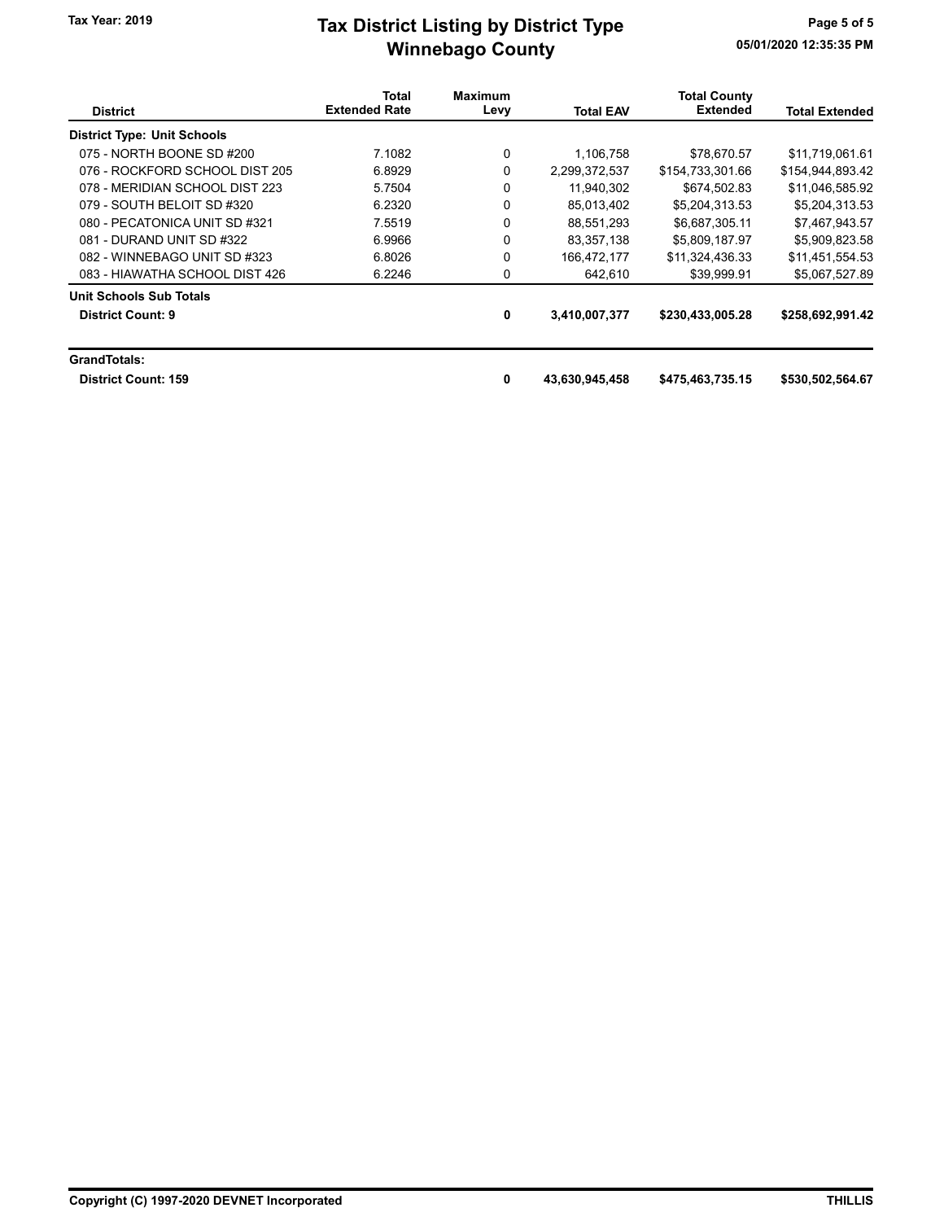# Tax District Listing by District Type
## Winnebago County

Tax Year: 2019

| District | Total Extended Rate | Maximum Levy | Total EAV | Total County Extended | Total Extended |
|---|---|---|---|---|---|
| **District Type: Unit Schools** | | | | | |
| 075 - NORTH BOONE SD #200 | 7.1082 | 0 | 1,106,758 | $78,670.57 | $11,719,061.61 |
| 076 - ROCKFORD SCHOOL DIST 205 | 6.8929 | 0 | 2,299,372,537 | $154,733,301.66 | $154,944,893.42 |
| 078 - MERIDIAN SCHOOL DIST 223 | 5.7504 | 0 | 11,940,302 | $674,502.83 | $11,046,585.92 |
| 079 - SOUTH BELOIT SD #320 | 6.2320 | 0 | 85,013,402 | $5,204,313.53 | $5,204,313.53 |
| 080 - PECATONICA UNIT SD #321 | 7.5519 | 0 | 88,551,293 | $6,687,305.11 | $7,467,943.57 |
| 081 - DURAND UNIT SD #322 | 6.9966 | 0 | 83,357,138 | $5,809,187.97 | $5,909,823.58 |
| 082 - WINNEBAGO UNIT SD #323 | 6.8026 | 0 | 166,472,177 | $11,324,436.33 | $11,451,554.53 |
| 083 - HIAWATHA SCHOOL DIST 426 | 6.2246 | 0 | 642,610 | $39,999.91 | $5,067,527.89 |
| **Unit Schools Sub Totals** | | | | | |
| **District Count: 9** | | **0** | **3,410,007,377** | **$230,433,005.28** | **$258,692,991.42** |
| **GrandTotals:** | | | | | |
| **District Count: 159** | | **0** | **43,630,945,458** | **$475,463,735.15** | **$530,502,564.67** |